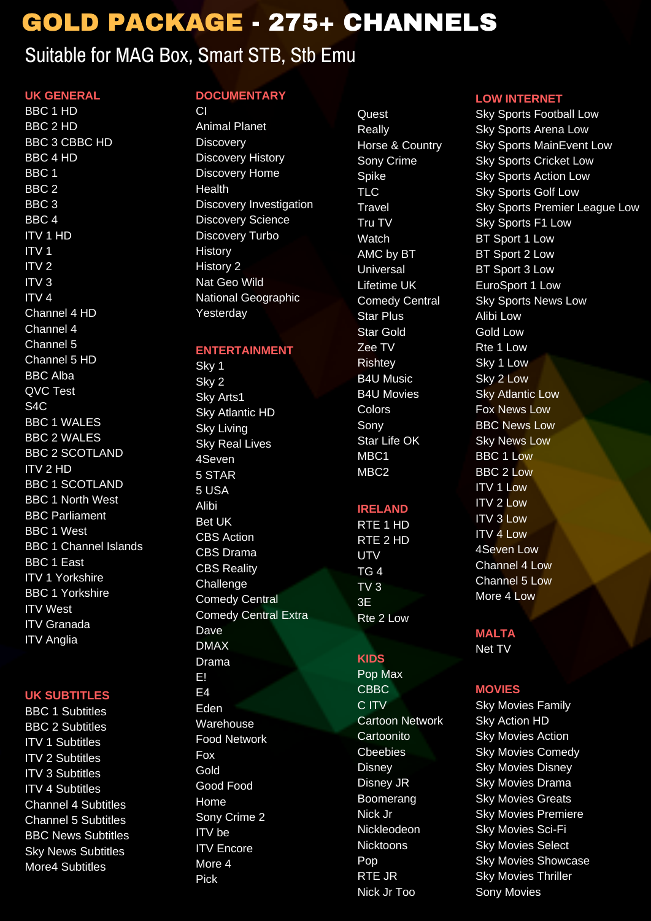# GOLD PACKAGE - 275+ CHANNELS

Suitable for MAG Box, Smart STB, Stb Emu

## UK GENERAL

BBC 1 HD
BBC 2 HD
BBC 3 CBBC HD
BBC 4 HD
BBC 1
BBC 2
BBC 3
BBC 4
ITV 1 HD
ITV 1
ITV 2
ITV 3
ITV 4
Channel 4 HD
Channel 4
Channel 5
Channel 5 HD
BBC Alba
QVC Test
S4C
BBC 1 WALES
BBC 2 WALES
BBC 2 SCOTLAND
ITV 2 HD
BBC 1 SCOTLAND
BBC 1 North West
BBC Parliament
BBC 1 West
BBC 1 Channel Islands
BBC 1 East
ITV 1 Yorkshire
BBC 1 Yorkshire
ITV West
ITV Granada
ITV Anglia

## UK SUBTITLES

BBC 1 Subtitles
BBC 2 Subtitles
ITV 1 Subtitles
ITV 2 Subtitles
ITV 3 Subtitles
ITV 4 Subtitles
Channel 4 Subtitles
Channel 5 Subtitles
BBC News Subtitles
Sky News Subtitles
More4 Subtitles

## DOCUMENTARY

CI
Animal Planet
Discovery
Discovery History
Discovery Home
Health
Discovery Investigation
Discovery Science
Discovery Turbo
History
History 2
Nat Geo Wild
National Geographic
Yesterday

## ENTERTAINMENT

Sky 1
Sky 2
Sky Arts1
Sky Atlantic HD
Sky Living
Sky Real Lives
4Seven
5 STAR
5 USA
Alibi
Bet UK
CBS Action
CBS Drama
CBS Reality
Challenge
Comedy Central
Comedy Central Extra
Dave
DMAX
Drama
E!
E4
Eden
Warehouse
Food Network
Fox
Gold
Good Food
Home
Sony Crime 2
ITV be
ITV Encore
More 4
Pick
Quest
Really
Horse & Country
Sony Crime
Spike
TLC
Travel
Tru TV
Watch
AMC by BT
Universal
Lifetime UK
Comedy Central
Star Plus
Star Gold
Zee TV
Rishtey
B4U Music
B4U Movies
Colors
Sony
Star Life OK
MBC1
MBC2

## IRELAND

RTE 1 HD
RTE 2 HD
UTV
TG 4
TV 3
3E
Rte 2 Low

## KIDS

Pop Max
CBBC
C ITV
Cartoon Network
Cartoonito
Cbeebies
Disney
Disney JR
Boomerang
Nick Jr
Nickleodeon
Nicktoons
Pop
RTE JR
Nick Jr Too

## LOW INTERNET

Sky Sports Football Low
Sky Sports Arena Low
Sky Sports MainEvent Low
Sky Sports Cricket Low
Sky Sports Action Low
Sky Sports Golf Low
Sky Sports Premier League Low
Sky Sports F1 Low
BT Sport 1 Low
BT Sport 2 Low
BT Sport 3 Low
EuroSport 1 Low
Sky Sports News Low
Alibi Low
Gold Low
Rte 1 Low
Sky 1 Low
Sky 2 Low
Sky Atlantic Low
Fox News Low
BBC News Low
Sky News Low
BBC 1 Low
BBC 2 Low
ITV 1 Low
ITV 2 Low
ITV 3 Low
ITV 4 Low
4Seven Low
Channel 4 Low
Channel 5 Low
More 4 Low

## MALTA

Net TV

## MOVIES

Sky Movies Family
Sky Action HD
Sky Movies Action
Sky Movies Comedy
Sky Movies Disney
Sky Movies Drama
Sky Movies Greats
Sky Movies Premiere
Sky Movies Sci-Fi
Sky Movies Select
Sky Movies Showcase
Sky Movies Thriller
Sony Movies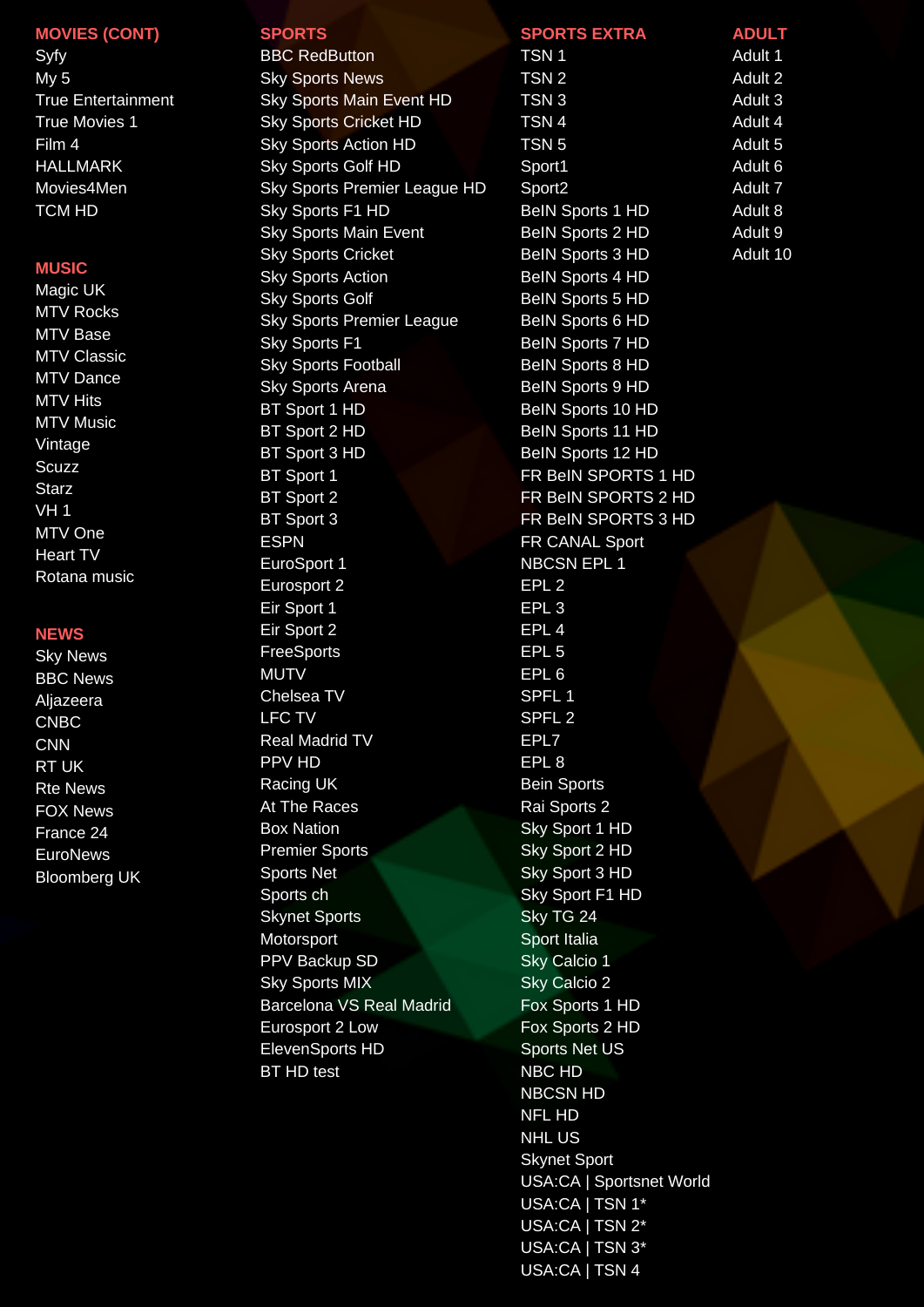## MOVIES (CONT)

Syfy
My 5
True Entertainment
True Movies 1
Film 4
HALLMARK
Movies4Men
TCM HD

## MUSIC

Magic UK
MTV Rocks
MTV Base
MTV Classic
MTV Dance
MTV Hits
MTV Music
Vintage
Scuzz
Starz
VH 1
MTV One
Heart TV
Rotana music

## NEWS

Sky News
BBC News
Aljazeera
CNBC
CNN
RT UK
Rte News
FOX News
France 24
EuroNews
Bloomberg UK

## SPORTS

BBC RedButton
Sky Sports News
Sky Sports Main Event HD
Sky Sports Cricket HD
Sky Sports Action HD
Sky Sports Golf HD
Sky Sports Premier League HD
Sky Sports F1 HD
Sky Sports Main Event
Sky Sports Cricket
Sky Sports Action
Sky Sports Golf
Sky Sports Premier League
Sky Sports F1
Sky Sports Football
Sky Sports Arena
BT Sport 1 HD
BT Sport 2 HD
BT Sport 3 HD
BT Sport 1
BT Sport 2
BT Sport 3
ESPN
EuroSport 1
Eurosport 2
Eir Sport 1
Eir Sport 2
FreeSports
MUTV
Chelsea TV
LFC TV
Real Madrid TV
PPV HD
Racing UK
At The Races
Box Nation
Premier Sports
Sports Net
Sports ch
Skynet Sports
Motorsport
PPV Backup SD
Sky Sports MIX
Barcelona VS Real Madrid
Eurosport 2 Low
ElevenSports HD
BT HD test

## SPORTS EXTRA

TSN 1
TSN 2
TSN 3
TSN 4
TSN 5
Sport1
Sport2
BeIN Sports 1 HD
BeIN Sports 2 HD
BeIN Sports 3 HD
BeIN Sports 4 HD
BeIN Sports 5 HD
BeIN Sports 6 HD
BeIN Sports 7 HD
BeIN Sports 8 HD
BeIN Sports 9 HD
BeIN Sports 10 HD
BeIN Sports 11 HD
BeIN Sports 12 HD
FR BeIN SPORTS 1 HD
FR BeIN SPORTS 2 HD
FR BeIN SPORTS 3 HD
FR CANAL Sport
NBCSN EPL 1
EPL 2
EPL 3
EPL 4
EPL 5
EPL 6
SPFL 1
SPFL 2
EPL7
EPL 8
Bein Sports
Rai Sports 2
Sky Sport 1 HD
Sky Sport 2 HD
Sky Sport 3 HD
Sky Sport F1 HD
Sky TG 24
Sport Italia
Sky Calcio 1
Sky Calcio 2
Fox Sports 1 HD
Fox Sports 2 HD
Sports Net US
NBC HD
NBCSN HD
NFL HD
NHL US
Skynet Sport
USA:CA | Sportsnet World
USA:CA | TSN 1*
USA:CA | TSN 2*
USA:CA | TSN 3*
USA:CA | TSN 4

## ADULT

Adult 1
Adult 2
Adult 3
Adult 4
Adult 5
Adult 6
Adult 7
Adult 8
Adult 9
Adult 10